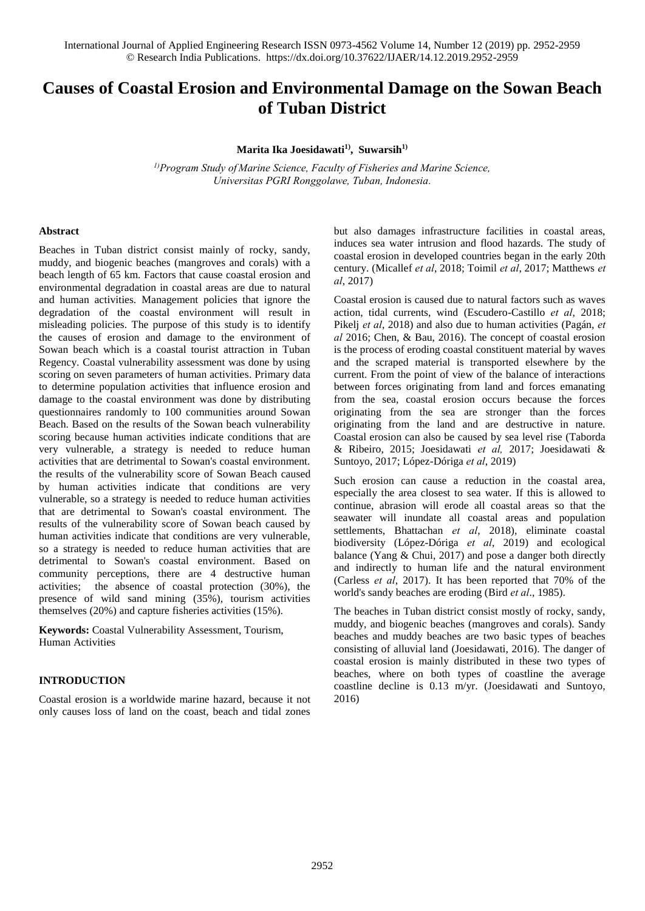# Causes of Coastal Erosion and Environmental Damage on the Sowan Beach of Tuban District

**Marita Ika Joesidawati[1], Suwarsih[1]**

*[1] Program Study of Marine Science, Faculty of Fisheries and Marine Science, Universitas PGRI Ronggolawe, Tuban, Indonesia.*

#### Abstract

Beaches in Tuban district consist mainly of rocky, sandy, muddy, and biogenic beaches (mangroves and corals) with a beach length of 65 km. Factors that cause coastal erosion and environmental degradation in coastal areas are due to natural and human activities. Management policies that ignore the degradation of the coastal environment will result in misleading policies. The purpose of this study is to identify the causes of erosion and damage to the environment of Sowan beach which is a coastal tourist attraction in Tuban Regency. Coastal vulnerability assessment was done by using scoring on seven parameters of human activities. Primary data to determine population activities that influence erosion and damage to the coastal environment was done by distributing questionnaires randomly to 100 communities around Sowan Beach. Based on the results of the Sowan beach vulnerability scoring because human activities indicate conditions that are very vulnerable, a strategy is needed to reduce human activities that are detrimental to Sowan's coastal environment. the results of the vulnerability score of Sowan Beach caused by human activities indicate that conditions are very vulnerable, so a strategy is needed to reduce human activities that are detrimental to Sowan's coastal environment. The results of the vulnerability score of Sowan beach caused by human activities indicate that conditions are very vulnerable, so a strategy is needed to reduce human activities that are detrimental to Sowan's coastal environment. Based on community perceptions, there are 4 destructive human activities; the absence of coastal protection (30%), the presence of wild sand mining (35%), tourism activities themselves (20%) and capture fisheries activities (15%).

**Keywords:** Coastal Vulnerability Assessment, Tourism, Human Activities

#### INTRODUCTION

Coastal erosion is a worldwide marine hazard, because it not only causes loss of land on the coast, beach and tidal zones but also damages infrastructure facilities in coastal areas, induces sea water intrusion and flood hazards. The study of coastal erosion in developed countries began in the early 20th century. (Micallef *et al*, 2018; Toimil *et al*, 2017; Matthews *et al*, 2017)

Coastal erosion is caused due to natural factors such as waves action, tidal currents, wind (Escudero-Castillo *et al*, 2018; Pikelj *et al*, 2018) and also due to human activities (Pagán, *et al* 2016; Chen, & Bau, 2016). The concept of coastal erosion is the process of eroding coastal constituent material by waves and the scraped material is transported elsewhere by the current. From the point of view of the balance of interactions between forces originating from land and forces emanating from the sea, coastal erosion occurs because the forces originating from the sea are stronger than the forces originating from the land and are destructive in nature. Coastal erosion can also be caused by sea level rise (Taborda & Ribeiro, 2015; Joesidawati *et al,* 2017; Joesidawati & Suntoyo, 2017; López-Dóriga *et al*, 2019)

Such erosion can cause a reduction in the coastal area, especially the area closest to sea water. If this is allowed to continue, abrasion will erode all coastal areas so that the seawater will inundate all coastal areas and population settlements, Bhattachan *et al*, 2018), eliminate coastal biodiversity (López-Dóriga *et al*, 2019) and ecological balance (Yang & Chui, 2017) and pose a danger both directly and indirectly to human life and the natural environment (Carless *et al*, 2017). It has been reported that 70% of the world's sandy beaches are eroding (Bird *et al*., 1985).

The beaches in Tuban district consist mostly of rocky, sandy, muddy, and biogenic beaches (mangroves and corals). Sandy beaches and muddy beaches are two basic types of beaches consisting of alluvial land (Joesidawati, 2016). The danger of coastal erosion is mainly distributed in these two types of beaches, where on both types of coastline the average coastline decline is 0.13 m/yr. (Joesidawati and Suntoyo, 2016)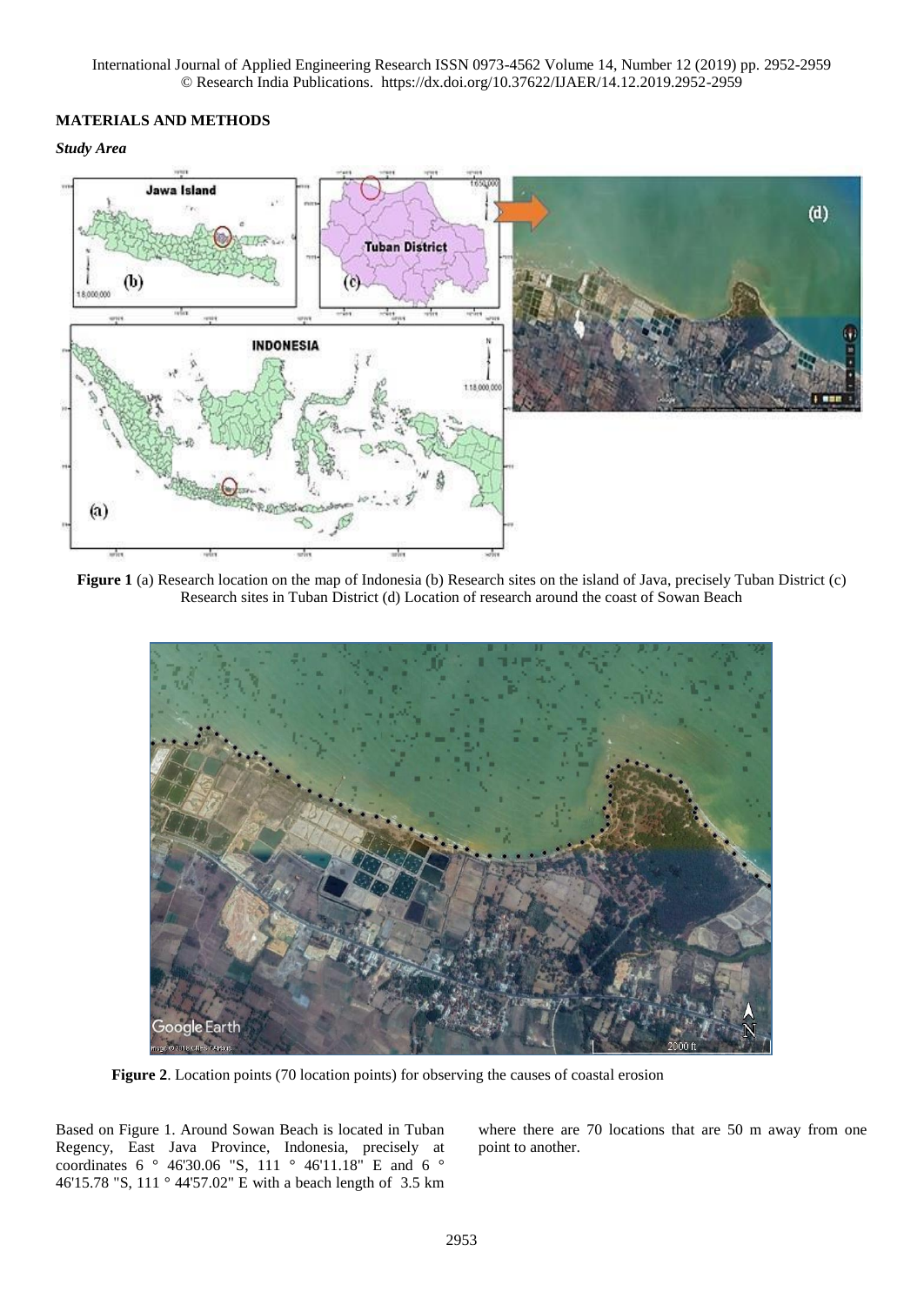## MATERIALS AND METHODS

### *Study Area*

**Figure 1** (a) Research location on the map of Indonesia (b) Research sites on the island of Java, precisely Tuban District (c) Research sites in Tuban District (d) Location of research around the coast of Sowan Beach

**Figure 2**. Location points (70 location points) for observing the causes of coastal erosion

Based on Figure 1. Around Sowan Beach is located in Tuban Regency, East Java Province, Indonesia, precisely at coordinates 6 ° 46'30.06 "S, 111 ° 46'11.18" E and 6 ° 46'15.78 "S, 111 ° 44'57.02" E with a beach length of 3.5 km where there are 70 locations that are 50 m away from one point to another.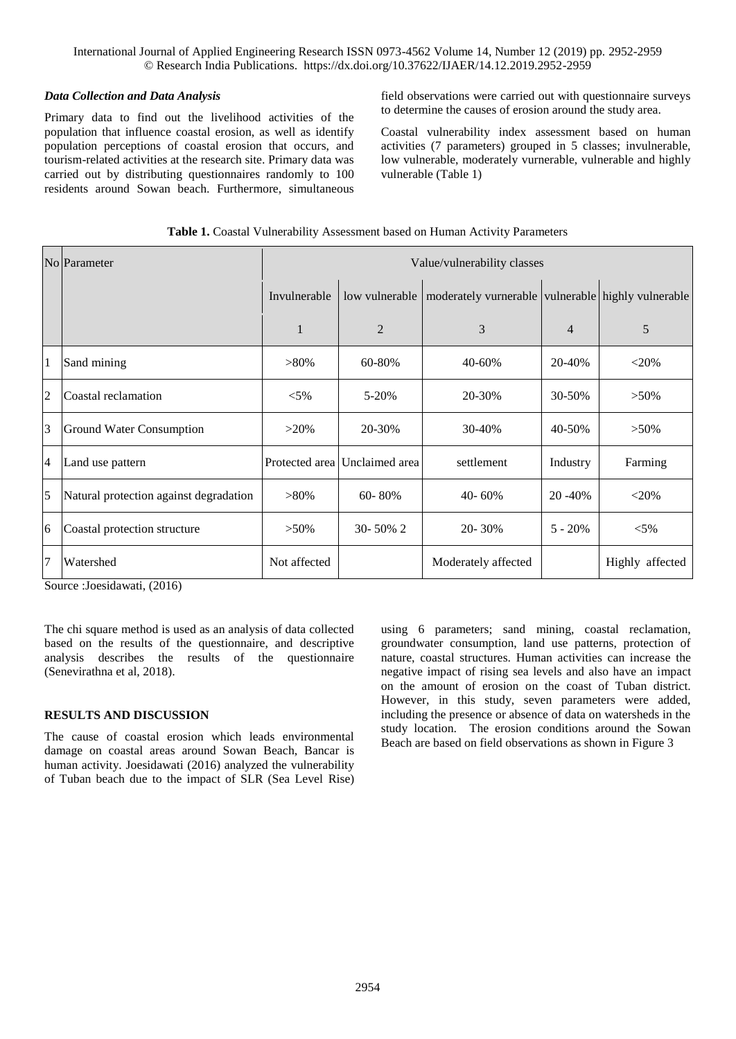### *Data Collection and Data Analysis*

Primary data to find out the livelihood activities of the population that influence coastal erosion, as well as identify population perceptions of coastal erosion that occurs, and tourism-related activities at the research site. Primary data was carried out by distributing questionnaires randomly to 100 residents around Sowan beach. Furthermore, simultaneous field observations were carried out with questionnaire surveys to determine the causes of erosion around the study area.

Coastal vulnerability index assessment based on human activities (7 parameters) grouped in 5 classes; invulnerable, low vulnerable, moderately vurnerable, vulnerable and highly vulnerable (Table 1)

**Table 1.** Coastal Vulnerability Assessment based on Human Activity Parameters

| No | Parameter | Value/vulnerability classes | | | | |
|---|---|---|---|---|---|---|
| | | Invulnerable | low vulnerable | moderately vurnerable | vulnerable | highly vulnerable |
| | | 1 | 2 | 3 | 4 | 5 |
| 1 | Sand mining | >80% | 60-80% | 40-60% | 20-40% | <20% |
| 2 | Coastal reclamation | <5% | 5-20% | 20-30% | 30-50% | >50% |
| 3 | Ground Water Consumption | >20% | 20-30% | 30-40% | 40-50% | >50% |
| 4 | Land use pattern | Protected area | Unclaimed area | settlement | Industry | Farming |
| 5 | Natural protection against degradation | >80% | 60- 80% | 40- 60% | 20 -40% | <20% |
| 6 | Coastal protection structure | >50% | 30- 50% 2 | 20- 30% | 5 - 20% | <5% |
| 7 | Watershed | Not affected | | Moderately affected | | Highly affected |

Source :Joesidawati, (2016)

The chi square method is used as an analysis of data collected based on the results of the questionnaire, and descriptive analysis describes the results of the questionnaire (Senevirathna et al, 2018).

## RESULTS AND DISCUSSION

The cause of coastal erosion which leads environmental damage on coastal areas around Sowan Beach, Bancar is human activity. Joesidawati (2016) analyzed the vulnerability of Tuban beach due to the impact of SLR (Sea Level Rise) using 6 parameters; sand mining, coastal reclamation, groundwater consumption, land use patterns, protection of nature, coastal structures. Human activities can increase the negative impact of rising sea levels and also have an impact on the amount of erosion on the coast of Tuban district. However, in this study, seven parameters were added, including the presence or absence of data on watersheds in the study location. The erosion conditions around the Sowan Beach are based on field observations as shown in Figure 3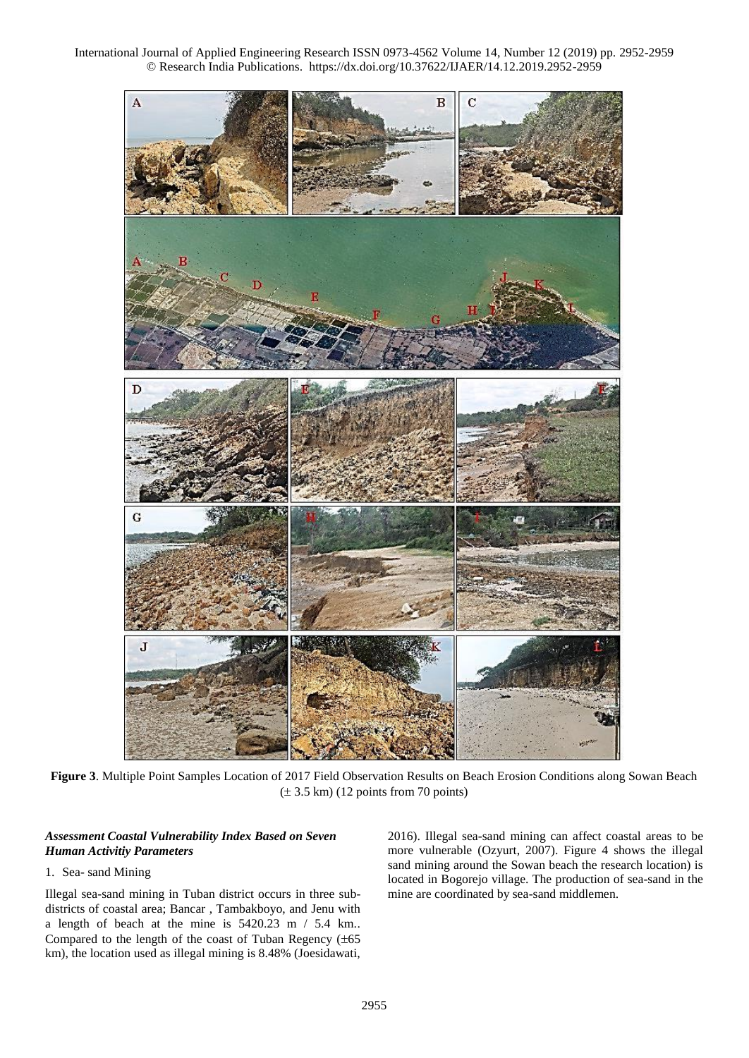**Figure 3**. Multiple Point Samples Location of 2017 Field Observation Results on Beach Erosion Conditions along Sowan Beach (± 3.5 km) (12 points from 70 points)

### *Assessment Coastal Vulnerability Index Based on Seven Human Activitiy Parameters*

1. Sea- sand Mining

Illegal sea-sand mining in Tuban district occurs in three sub-districts of coastal area; Bancar , Tambakboyo, and Jenu with a length of beach at the mine is 5420.23 m / 5.4 km.. Compared to the length of the coast of Tuban Regency (±65 km), the location used as illegal mining is 8.48% (Joesidawati, 2016). Illegal sea-sand mining can affect coastal areas to be more vulnerable (Ozyurt, 2007). Figure 4 shows the illegal sand mining around the Sowan beach the research location) is located in Bogorejo village. The production of sea-sand in the mine are coordinated by sea-sand middlemen.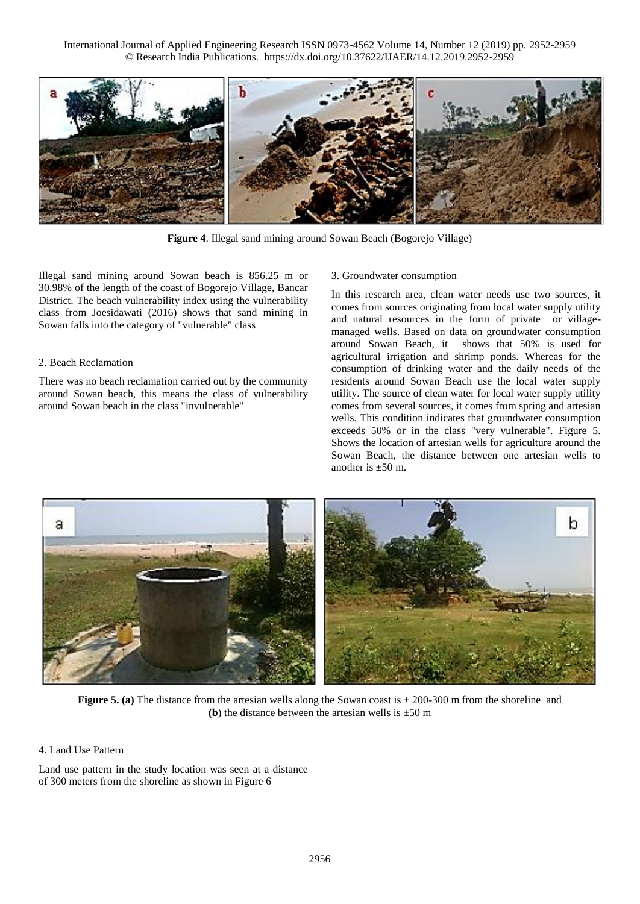**Figure 4**. Illegal sand mining around Sowan Beach (Bogorejo Village)

Illegal sand mining around Sowan beach is 856.25 m or 30.98% of the length of the coast of Bogorejo Village, Bancar District. The beach vulnerability index using the vulnerability class from Joesidawati (2016) shows that sand mining in Sowan falls into the category of "vulnerable" class

2. Beach Reclamation

There was no beach reclamation carried out by the community around Sowan beach, this means the class of vulnerability around Sowan beach in the class "invulnerable"

3. Groundwater consumption

In this research area, clean water needs use two sources, it comes from sources originating from local water supply utility and natural resources in the form of private or village-managed wells. Based on data on groundwater consumption around Sowan Beach, it shows that 50% is used for agricultural irrigation and shrimp ponds. Whereas for the consumption of drinking water and the daily needs of the residents around Sowan Beach use the local water supply utility. The source of clean water for local water supply utility comes from several sources, it comes from spring and artesian wells. This condition indicates that groundwater consumption exceeds 50% or in the class "very vulnerable". Figure 5. Shows the location of artesian wells for agriculture around the Sowan Beach, the distance between one artesian wells to another is ±50 m.

**Figure 5. (a)** The distance from the artesian wells along the Sowan coast is ± 200-300 m from the shoreline and **(b**) the distance between the artesian wells is ±50 m

4. Land Use Pattern

Land use pattern in the study location was seen at a distance of 300 meters from the shoreline as shown in Figure 6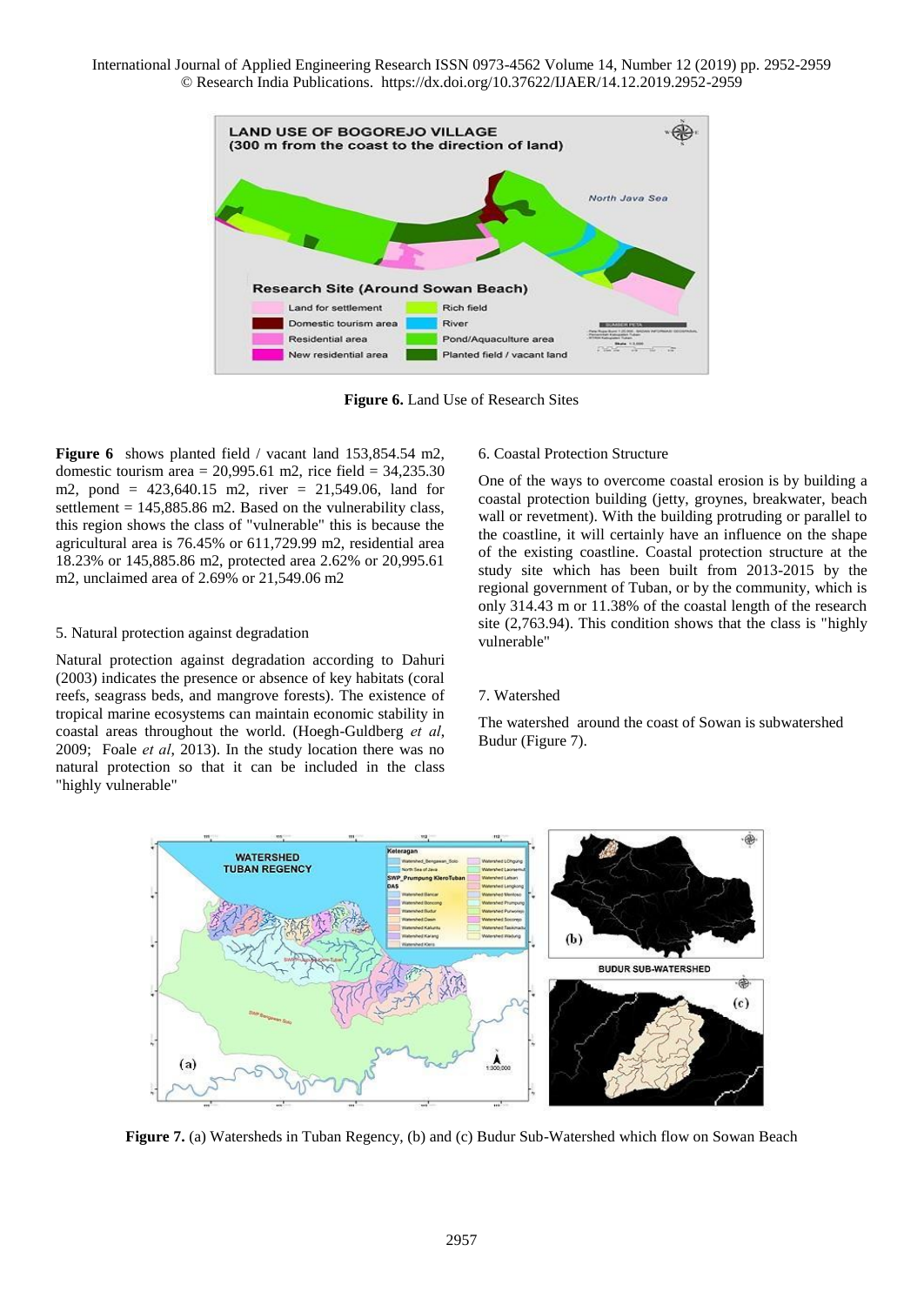**Figure 6.** Land Use of Research Sites

**Figure 6** shows planted field / vacant land 153,854.54 m2, domestic tourism area = 20,995.61 m2, rice field = 34,235.30 m2, pond = 423,640.15 m2, river = 21,549.06, land for settlement = 145,885.86 m2. Based on the vulnerability class, this region shows the class of "vulnerable" this is because the agricultural area is 76.45% or 611,729.99 m2, residential area 18.23% or 145,885.86 m2, protected area 2.62% or 20,995.61 m2, unclaimed area of 2.69% or 21,549.06 m2

5. Natural protection against degradation

Natural protection against degradation according to Dahuri (2003) indicates the presence or absence of key habitats (coral reefs, seagrass beds, and mangrove forests). The existence of tropical marine ecosystems can maintain economic stability in coastal areas throughout the world. (Hoegh-Guldberg *et al*, 2009; Foale *et al*, 2013). In the study location there was no natural protection so that it can be included in the class "highly vulnerable"

6. Coastal Protection Structure

One of the ways to overcome coastal erosion is by building a coastal protection building (jetty, groynes, breakwater, beach wall or revetment). With the building protruding or parallel to the coastline, it will certainly have an influence on the shape of the existing coastline. Coastal protection structure at the study site which has been built from 2013-2015 by the regional government of Tuban, or by the community, which is only 314.43 m or 11.38% of the coastal length of the research site (2,763.94). This condition shows that the class is "highly vulnerable"

7. Watershed

The watershed around the coast of Sowan is subwatershed Budur (Figure 7).

**Figure 7.** (a) Watersheds in Tuban Regency, (b) and (c) Budur Sub-Watershed which flow on Sowan Beach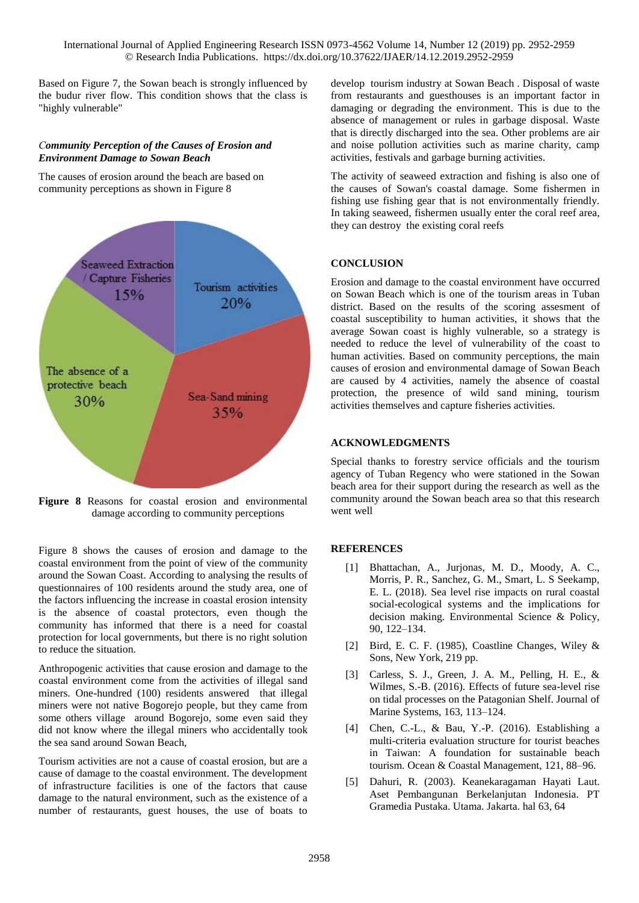Based on Figure 7, the Sowan beach is strongly influenced by the budur river flow. This condition shows that the class is "highly vulnerable"

### *Community Perception of the Causes of Erosion and Environment Damage to Sowan Beach*

The causes of erosion around the beach are based on community perceptions as shown in Figure 8

**Figure 8** Reasons for coastal erosion and environmental damage according to community perceptions

Figure 8 shows the causes of erosion and damage to the coastal environment from the point of view of the community around the Sowan Coast. According to analysing the results of questionnaires of 100 residents around the study area, one of the factors influencing the increase in coastal erosion intensity is the absence of coastal protectors, even though the community has informed that there is a need for coastal protection for local governments, but there is no right solution to reduce the situation.

Anthropogenic activities that cause erosion and damage to the coastal environment come from the activities of illegal sand miners. One-hundred (100) residents answered that illegal miners were not native Bogorejo people, but they came from some others village around Bogorejo, some even said they did not know where the illegal miners who accidentally took the sea sand around Sowan Beach,

Tourism activities are not a cause of coastal erosion, but are a cause of damage to the coastal environment. The development of infrastructure facilities is one of the factors that cause damage to the natural environment, such as the existence of a number of restaurants, guest houses, the use of boats to develop tourism industry at Sowan Beach . Disposal of waste from restaurants and guesthouses is an important factor in damaging or degrading the environment. This is due to the absence of management or rules in garbage disposal. Waste that is directly discharged into the sea. Other problems are air and noise pollution activities such as marine charity, camp activities, festivals and garbage burning activities.

The activity of seaweed extraction and fishing is also one of the causes of Sowan's coastal damage. Some fishermen in fishing use fishing gear that is not environmentally friendly. In taking seaweed, fishermen usually enter the coral reef area, they can destroy the existing coral reefs

## CONCLUSION

Erosion and damage to the coastal environment have occurred on Sowan Beach which is one of the tourism areas in Tuban district. Based on the results of the scoring assesment of coastal susceptibility to human activities, it shows that the average Sowan coast is highly vulnerable, so a strategy is needed to reduce the level of vulnerability of the coast to human activities. Based on community perceptions, the main causes of erosion and environmental damage of Sowan Beach are caused by 4 activities, namely the absence of coastal protection, the presence of wild sand mining, tourism activities themselves and capture fisheries activities.

## ACKNOWLEDGMENTS

Special thanks to forestry service officials and the tourism agency of Tuban Regency who were stationed in the Sowan beach area for their support during the research as well as the community around the Sowan beach area so that this research went well

## REFERENCES

[1] Bhattachan, A., Jurjonas, M. D., Moody, A. C., Morris, P. R., Sanchez, G. M., Smart, L. S Seekamp, E. L. (2018). Sea level rise impacts on rural coastal social-ecological systems and the implications for decision making. Environmental Science & Policy, 90, 122–134.

[2] Bird, E. C. F. (1985), Coastline Changes, Wiley & Sons, New York, 219 pp.

[3] Carless, S. J., Green, J. A. M., Pelling, H. E., & Wilmes, S.-B. (2016). Effects of future sea-level rise on tidal processes on the Patagonian Shelf. Journal of Marine Systems, 163, 113–124.

[4] Chen, C.-L., & Bau, Y.-P. (2016). Establishing a multi-criteria evaluation structure for tourist beaches in Taiwan: A foundation for sustainable beach tourism. Ocean & Coastal Management, 121, 88–96.

[5] Dahuri, R. (2003). Keanekaragaman Hayati Laut. Aset Pembangunan Berkelanjutan Indonesia. PT Gramedia Pustaka. Utama. Jakarta. hal 63, 64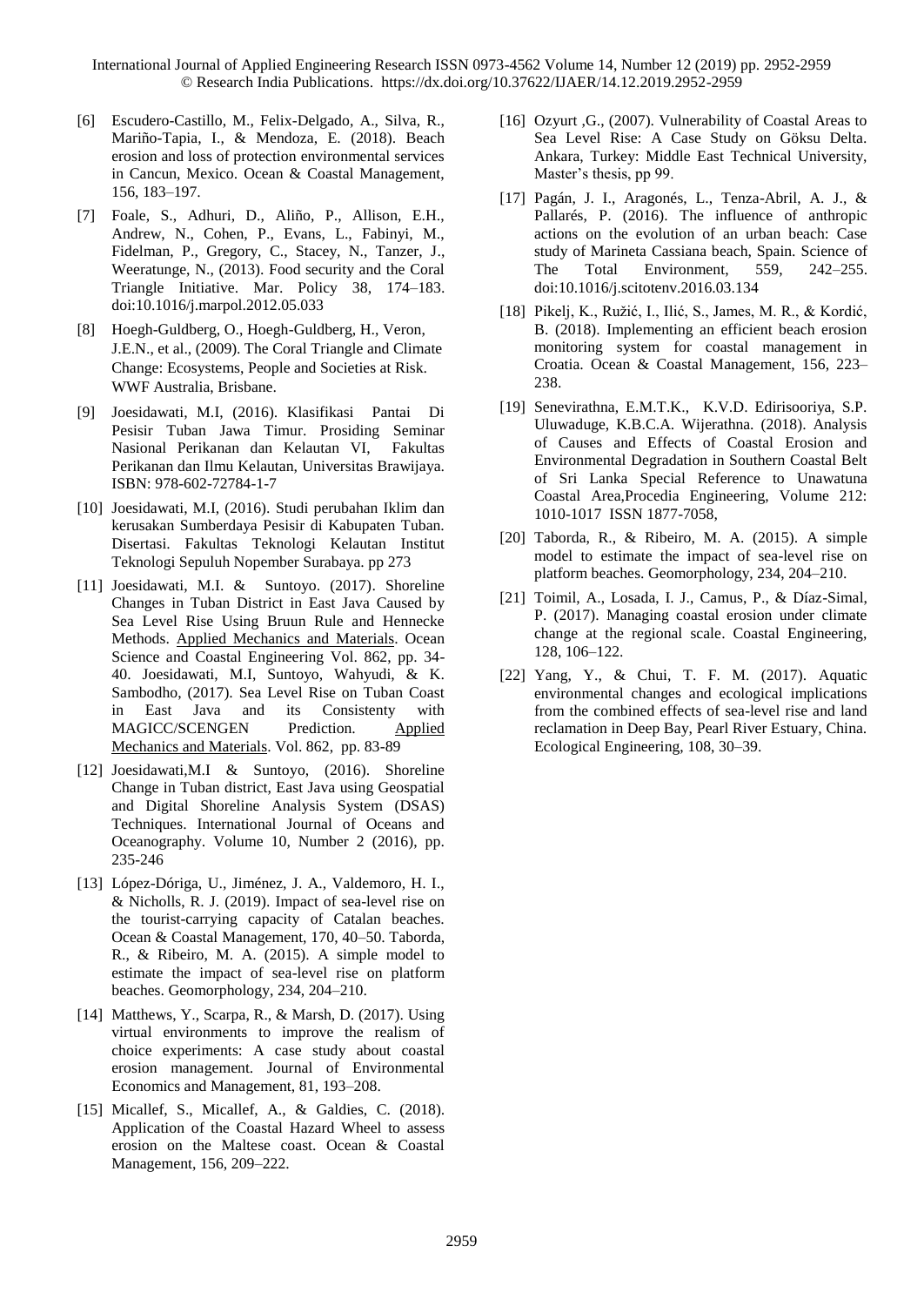[6] Escudero-Castillo, M., Felix-Delgado, A., Silva, R., Mariño-Tapia, I., & Mendoza, E. (2018). Beach erosion and loss of protection environmental services in Cancun, Mexico. Ocean & Coastal Management, 156, 183–197.

[7] Foale, S., Adhuri, D., Aliño, P., Allison, E.H., Andrew, N., Cohen, P., Evans, L., Fabinyi, M., Fidelman, P., Gregory, C., Stacey, N., Tanzer, J., Weeratunge, N., (2013). Food security and the Coral Triangle Initiative. Mar. Policy 38, 174–183. doi:10.1016/j.marpol.2012.05.033

[8] Hoegh-Guldberg, O., Hoegh-Guldberg, H., Veron, J.E.N., et al., (2009). The Coral Triangle and Climate Change: Ecosystems, People and Societies at Risk. WWF Australia, Brisbane.

[9] Joesidawati, M.I, (2016). Klasifikasi Pantai Di Pesisir Tuban Jawa Timur. Prosiding Seminar Nasional Perikanan dan Kelautan VI, Fakultas Perikanan dan Ilmu Kelautan, Universitas Brawijaya. ISBN: 978-602-72784-1-7

[10] Joesidawati, M.I, (2016). Studi perubahan Iklim dan kerusakan Sumberdaya Pesisir di Kabupaten Tuban. Disertasi. Fakultas Teknologi Kelautan Institut Teknologi Sepuluh Nopember Surabaya. pp 273

[11] Joesidawati, M.I. & Suntoyo. (2017). Shoreline Changes in Tuban District in East Java Caused by Sea Level Rise Using Bruun Rule and Hennecke Methods. Applied Mechanics and Materials. Ocean Science and Coastal Engineering Vol. 862, pp. 34-40. Joesidawati, M.I, Suntoyo, Wahyudi, & K. Sambodho, (2017). Sea Level Rise on Tuban Coast in East Java and its Consistency with MAGICC/SCENGEN Prediction. Applied Mechanics and Materials. Vol. 862, pp. 83-89

[12] Joesidawati,M.I & Suntoyo, (2016). Shoreline Change in Tuban district, East Java using Geospatial and Digital Shoreline Analysis System (DSAS) Techniques. International Journal of Oceans and Oceanography. Volume 10, Number 2 (2016), pp. 235-246

[13] López-Dóriga, U., Jiménez, J. A., Valdemoro, H. I., & Nicholls, R. J. (2019). Impact of sea-level rise on the tourist-carrying capacity of Catalan beaches. Ocean & Coastal Management, 170, 40–50. Taborda, R., & Ribeiro, M. A. (2015). A simple model to estimate the impact of sea-level rise on platform beaches. Geomorphology, 234, 204–210.

[14] Matthews, Y., Scarpa, R., & Marsh, D. (2017). Using virtual environments to improve the realism of choice experiments: A case study about coastal erosion management. Journal of Environmental Economics and Management, 81, 193–208.

[15] Micallef, S., Micallef, A., & Galdies, C. (2018). Application of the Coastal Hazard Wheel to assess erosion on the Maltese coast. Ocean & Coastal Management, 156, 209–222.

[16] Ozyurt ,G., (2007). Vulnerability of Coastal Areas to Sea Level Rise: A Case Study on Göksu Delta. Ankara, Turkey: Middle East Technical University, Master's thesis, pp 99.

[17] Pagán, J. I., Aragonés, L., Tenza-Abril, A. J., & Pallarés, P. (2016). The influence of anthropic actions on the evolution of an urban beach: Case study of Marineta Cassiana beach, Spain. Science of The Total Environment, 559, 242–255. doi:10.1016/j.scitotenv.2016.03.134

[18] Pikelj, K., Ružić, I., Ilić, S., James, M. R., & Kordić, B. (2018). Implementing an efficient beach erosion monitoring system for coastal management in Croatia. Ocean & Coastal Management, 156, 223–238.

[19] Senevirathna, E.M.T.K., K.V.D. Edirisooriya, S.P. Uluwaduge, K.B.C.A. Wijerathna. (2018). Analysis of Causes and Effects of Coastal Erosion and Environmental Degradation in Southern Coastal Belt of Sri Lanka Special Reference to Unawatuna Coastal Area,Procedia Engineering, Volume 212: 1010-1017 ISSN 1877-7058,

[20] Taborda, R., & Ribeiro, M. A. (2015). A simple model to estimate the impact of sea-level rise on platform beaches. Geomorphology, 234, 204–210.

[21] Toimil, A., Losada, I. J., Camus, P., & Díaz-Simal, P. (2017). Managing coastal erosion under climate change at the regional scale. Coastal Engineering, 128, 106–122.

[22] Yang, Y., & Chui, T. F. M. (2017). Aquatic environmental changes and ecological implications from the combined effects of sea-level rise and land reclamation in Deep Bay, Pearl River Estuary, China. Ecological Engineering, 108, 30–39.